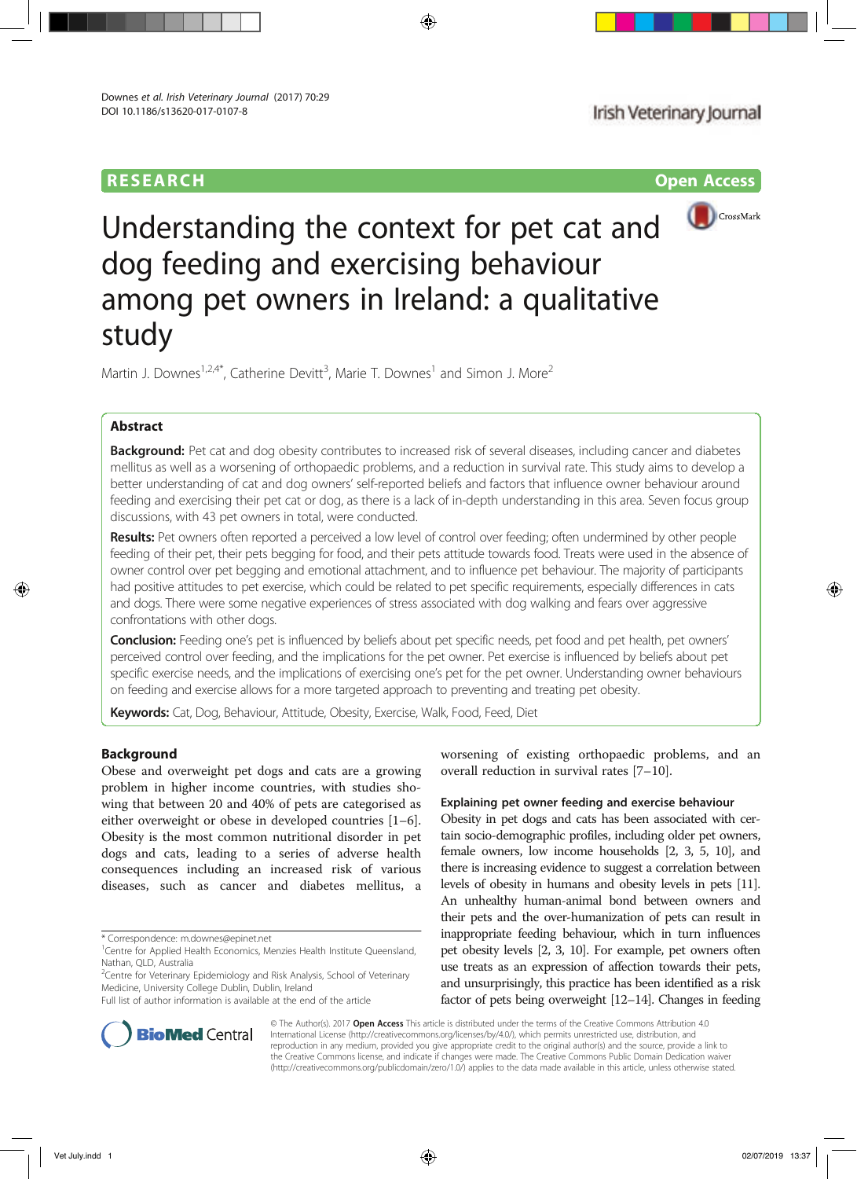RESEARCH

Open Access

# Understanding the context for pet cat and dog feeding and exercising behaviour among pet owners in Ireland: a qualitative study

Martin J. Downes[1,2,4*], Catherine Devitt[3], Marie T. Downes[1] and Simon J. More[2]

## Abstract

**Background:** Pet cat and dog obesity contributes to increased risk of several diseases, including cancer and diabetes mellitus as well as a worsening of orthopaedic problems, and a reduction in survival rate. This study aims to develop a better understanding of cat and dog owners' self-reported beliefs and factors that influence owner behaviour around feeding and exercising their pet cat or dog, as there is a lack of in-depth understanding in this area. Seven focus group discussions, with 43 pet owners in total, were conducted.

**Results:** Pet owners often reported a perceived a low level of control over feeding; often undermined by other people feeding of their pet, their pets begging for food, and their pets attitude towards food. Treats were used in the absence of owner control over pet begging and emotional attachment, and to influence pet behaviour. The majority of participants had positive attitudes to pet exercise, which could be related to pet specific requirements, especially differences in cats and dogs. There were some negative experiences of stress associated with dog walking and fears over aggressive confrontations with other dogs.

**Conclusion:** Feeding one's pet is influenced by beliefs about pet specific needs, pet food and pet health, pet owners' perceived control over feeding, and the implications for the pet owner. Pet exercise is influenced by beliefs about pet specific exercise needs, and the implications of exercising one's pet for the pet owner. Understanding owner behaviours on feeding and exercise allows for a more targeted approach to preventing and treating pet obesity.

**Keywords:** Cat, Dog, Behaviour, Attitude, Obesity, Exercise, Walk, Food, Feed, Diet

## Background

Obese and overweight pet dogs and cats are a growing problem in higher income countries, with studies showing that between 20 and 40% of pets are categorised as either overweight or obese in developed countries [1–6]. Obesity is the most common nutritional disorder in pet dogs and cats, leading to a series of adverse health consequences including an increased risk of various diseases, such as cancer and diabetes mellitus, a worsening of existing orthopaedic problems, and an overall reduction in survival rates [7–10].

### Explaining pet owner feeding and exercise behaviour

Obesity in pet dogs and cats has been associated with certain socio-demographic profiles, including older pet owners, female owners, low income households [2, 3, 5, 10], and there is increasing evidence to suggest a correlation between levels of obesity in humans and obesity levels in pets [11]. An unhealthy human-animal bond between owners and their pets and the over-humanization of pets can result in inappropriate feeding behaviour, which in turn influences pet obesity levels [2, 3, 10]. For example, pet owners often use treats as an expression of affection towards their pets, and unsurprisingly, this practice has been identified as a risk factor of pets being overweight [12–14]. Changes in feeding

\* Correspondence: m.downes@epinet.net
[1]Centre for Applied Health Economics, Menzies Health Institute Queensland, Nathan, QLD, Australia
[2]Centre for Veterinary Epidemiology and Risk Analysis, School of Veterinary Medicine, University College Dublin, Dublin, Ireland
Full list of author information is available at the end of the article

© The Author(s). 2017 **Open Access** This article is distributed under the terms of the Creative Commons Attribution 4.0 International License (http://creativecommons.org/licenses/by/4.0/), which permits unrestricted use, distribution, and reproduction in any medium, provided you give appropriate credit to the original author(s) and the source, provide a link to the Creative Commons license, and indicate if changes were made. The Creative Commons Public Domain Dedication waiver (http://creativecommons.org/publicdomain/zero/1.0/) applies to the data made available in this article, unless otherwise stated.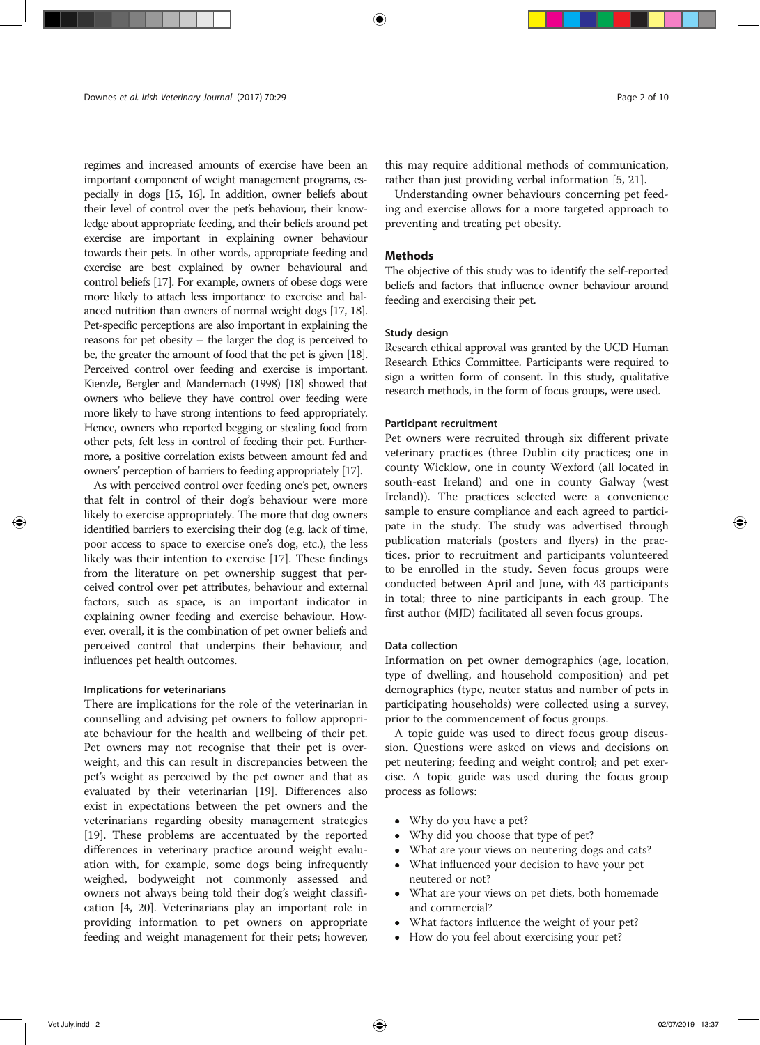regimes and increased amounts of exercise have been an important component of weight management programs, especially in dogs [15, 16]. In addition, owner beliefs about their level of control over the pet's behaviour, their knowledge about appropriate feeding, and their beliefs around pet exercise are important in explaining owner behaviour towards their pets. In other words, appropriate feeding and exercise are best explained by owner behavioural and control beliefs [17]. For example, owners of obese dogs were more likely to attach less importance to exercise and balanced nutrition than owners of normal weight dogs [17, 18]. Pet-specific perceptions are also important in explaining the reasons for pet obesity – the larger the dog is perceived to be, the greater the amount of food that the pet is given [18]. Perceived control over feeding and exercise is important. Kienzle, Bergler and Mandernach (1998) [18] showed that owners who believe they have control over feeding were more likely to have strong intentions to feed appropriately. Hence, owners who reported begging or stealing food from other pets, felt less in control of feeding their pet. Furthermore, a positive correlation exists between amount fed and owners' perception of barriers to feeding appropriately [17].

As with perceived control over feeding one's pet, owners that felt in control of their dog's behaviour were more likely to exercise appropriately. The more that dog owners identified barriers to exercising their dog (e.g. lack of time, poor access to space to exercise one's dog, etc.), the less likely was their intention to exercise [17]. These findings from the literature on pet ownership suggest that perceived control over pet attributes, behaviour and external factors, such as space, is an important indicator in explaining owner feeding and exercise behaviour. However, overall, it is the combination of pet owner beliefs and perceived control that underpins their behaviour, and influences pet health outcomes.

### Implications for veterinarians

There are implications for the role of the veterinarian in counselling and advising pet owners to follow appropriate behaviour for the health and wellbeing of their pet. Pet owners may not recognise that their pet is overweight, and this can result in discrepancies between the pet's weight as perceived by the pet owner and that as evaluated by their veterinarian [19]. Differences also exist in expectations between the pet owners and the veterinarians regarding obesity management strategies [19]. These problems are accentuated by the reported differences in veterinary practice around weight evaluation with, for example, some dogs being infrequently weighed, bodyweight not commonly assessed and owners not always being told their dog's weight classification [4, 20]. Veterinarians play an important role in providing information to pet owners on appropriate feeding and weight management for their pets; however, this may require additional methods of communication, rather than just providing verbal information [5, 21].

Understanding owner behaviours concerning pet feeding and exercise allows for a more targeted approach to preventing and treating pet obesity.

## Methods

The objective of this study was to identify the self-reported beliefs and factors that influence owner behaviour around feeding and exercising their pet.

### Study design

Research ethical approval was granted by the UCD Human Research Ethics Committee. Participants were required to sign a written form of consent. In this study, qualitative research methods, in the form of focus groups, were used.

### Participant recruitment

Pet owners were recruited through six different private veterinary practices (three Dublin city practices; one in county Wicklow, one in county Wexford (all located in south-east Ireland) and one in county Galway (west Ireland)). The practices selected were a convenience sample to ensure compliance and each agreed to participate in the study. The study was advertised through publication materials (posters and flyers) in the practices, prior to recruitment and participants volunteered to be enrolled in the study. Seven focus groups were conducted between April and June, with 43 participants in total; three to nine participants in each group. The first author (MJD) facilitated all seven focus groups.

### Data collection

Information on pet owner demographics (age, location, type of dwelling, and household composition) and pet demographics (type, neuter status and number of pets in participating households) were collected using a survey, prior to the commencement of focus groups.

A topic guide was used to direct focus group discussion. Questions were asked on views and decisions on pet neutering; feeding and weight control; and pet exercise. A topic guide was used during the focus group process as follows:

- Why do you have a pet?
- Why did you choose that type of pet?
- What are your views on neutering dogs and cats?
- What influenced your decision to have your pet neutered or not?
- What are your views on pet diets, both homemade and commercial?
- What factors influence the weight of your pet?
- How do you feel about exercising your pet?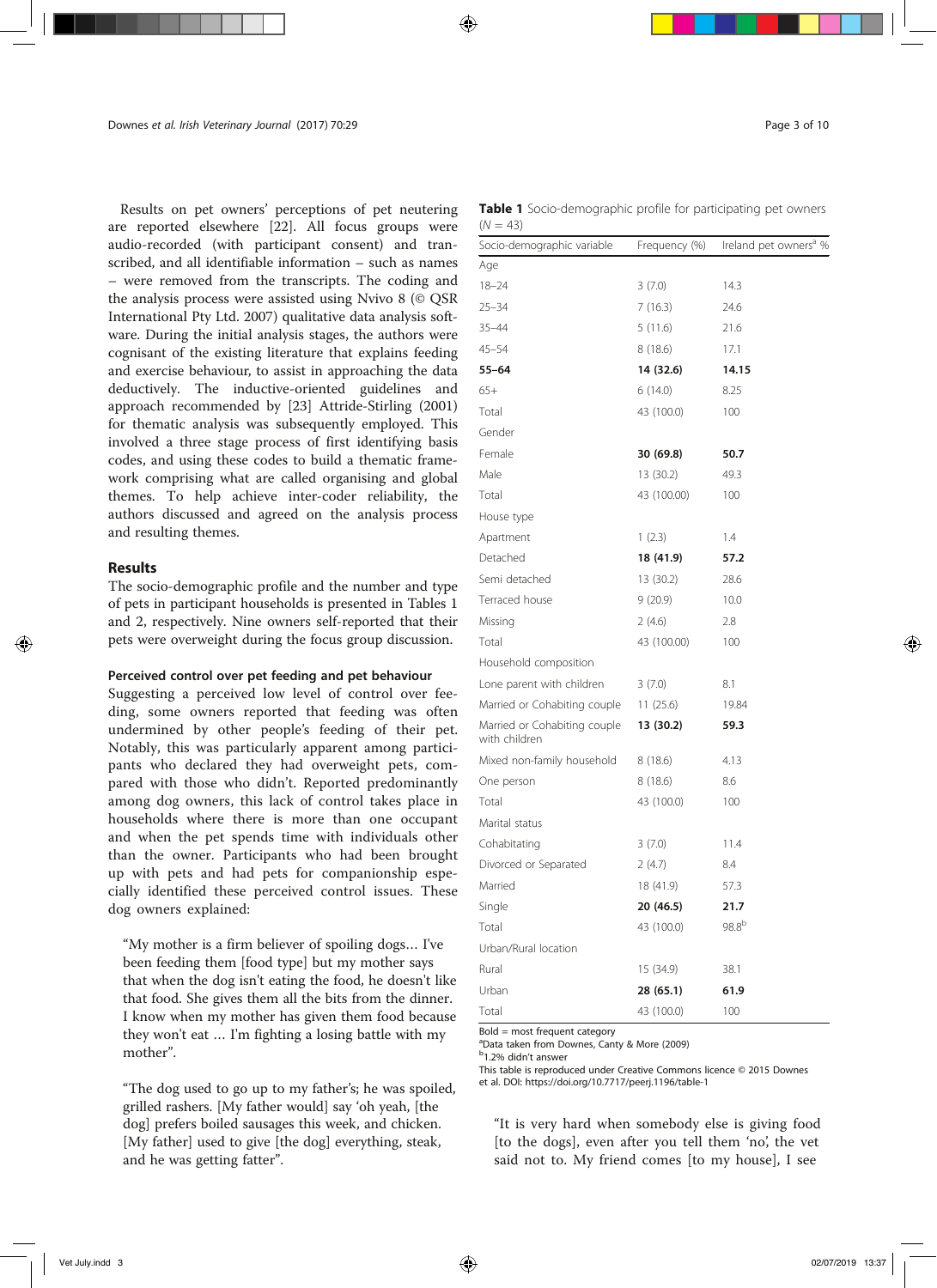Results on pet owners' perceptions of pet neutering are reported elsewhere [22]. All focus groups were audio-recorded (with participant consent) and transcribed, and all identifiable information – such as names – were removed from the transcripts. The coding and the analysis process were assisted using Nvivo 8 (© QSR International Pty Ltd. 2007) qualitative data analysis software. During the initial analysis stages, the authors were cognisant of the existing literature that explains feeding and exercise behaviour, to assist in approaching the data deductively. The inductive-oriented guidelines and approach recommended by [23] Attride-Stirling (2001) for thematic analysis was subsequently employed. This involved a three stage process of first identifying basis codes, and using these codes to build a thematic framework comprising what are called organising and global themes. To help achieve inter-coder reliability, the authors discussed and agreed on the analysis process and resulting themes.

## Results

The socio-demographic profile and the number and type of pets in participant households is presented in Tables 1 and 2, respectively. Nine owners self-reported that their pets were overweight during the focus group discussion.

### Perceived control over pet feeding and pet behaviour

Suggesting a perceived low level of control over feeding, some owners reported that feeding was often undermined by other people's feeding of their pet. Notably, this was particularly apparent among participants who declared they had overweight pets, compared with those who didn't. Reported predominantly among dog owners, this lack of control takes place in households where there is more than one occupant and when the pet spends time with individuals other than the owner. Participants who had been brought up with pets and had pets for companionship especially identified these perceived control issues. These dog owners explained:

"My mother is a firm believer of spoiling dogs… I've been feeding them [food type] but my mother says that when the dog isn't eating the food, he doesn't like that food. She gives them all the bits from the dinner. I know when my mother has given them food because they won't eat … I'm fighting a losing battle with my mother".

"The dog used to go up to my father's; he was spoiled, grilled rashers. [My father would] say 'oh yeah, [the dog] prefers boiled sausages this week, and chicken. [My father] used to give [the dog] everything, steak, and he was getting fatter".

**Table 1** Socio-demographic profile for participating pet owners ($N$ = 43)

| Socio-demography variable | Frequency (%) | Ireland pet owners[a] % |
|---|---|---|
| Age | | |
| 18–24 | 3 (7.0) | 14.3 |
| 25–34 | 7 (16.3) | 24.6 |
| 35–44 | 5 (11.6) | 21.6 |
| 45–54 | 8 (18.6) | 17.1 |
| **55–64** | **14 (32.6)** | **14.15** |
| 65+ | 6 (14.0) | 8.25 |
| Total | 43 (100.0) | 100 |
| Gender | | |
| Female | **30 (69.8)** | **50.7** |
| Male | 13 (30.2) | 49.3 |
| Total | 43 (100.00) | 100 |
| House type | | |
| Apartment | 1 (2.3) | 1.4 |
| Detached | **18 (41.9)** | **57.2** |
| Semi detached | 13 (30.2) | 28.6 |
| Terraced house | 9 (20.9) | 10.0 |
| Missing | 2 (4.6) | 2.8 |
| Total | 43 (100.00) | 100 |
| Household composition | | |
| Lone parent with children | 3 (7.0) | 8.1 |
| Married or Cohabiting couple | 11 (25.6) | 19.84 |
| Married or Cohabiting couple with children | **13 (30.2)** | **59.3** |
| Mixed non-family household | 8 (18.6) | 4.13 |
| One person | 8 (18.6) | 8.6 |
| Total | 43 (100.0) | 100 |
| Marital status | | |
| Cohabitating | 3 (7.0) | 11.4 |
| Divorced or Separated | 2 (4.7) | 8.4 |
| Married | 18 (41.9) | 57.3 |
| Single | **20 (46.5)** | **21.7** |
| Total | 43 (100.0) | 98.8[b] |
| Urban/Rural location | | |
| Rural | 15 (34.9) | 38.1 |
| Urban | **28 (65.1)** | **61.9** |
| Total | 43 (100.0) | 100 |

Bold = most frequent category
[a]Data taken from Downes, Canty & More (2009)
[b]1.2% didn't answer
This table is reproduced under Creative Commons licence © 2015 Downes et al. DOI: https://doi.org/10.7717/peerj.1196/table-1

"It is very hard when somebody else is giving food [to the dogs], even after you tell them 'no', the vet said not to. My friend comes [to my house], I see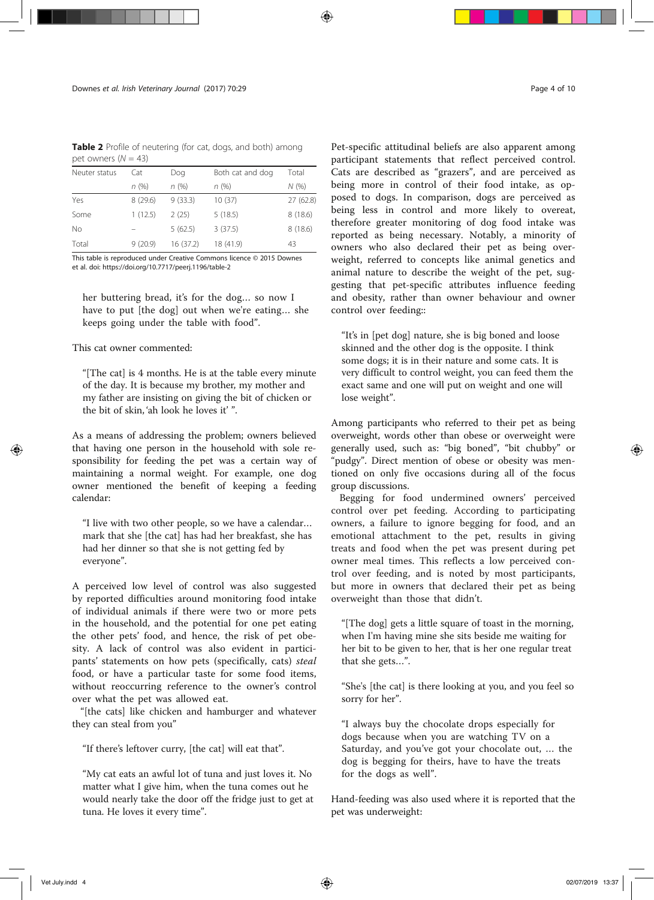**Table 2** Profile of neutering (for cat, dogs, and both) among pet owners ($N = 43$)

| Neuter status | Cat | Dog | Both cat and dog | Total |
|---|---|---|---|---|
| | n (%) | n (%) | n (%) | N (%) |
| Yes | 8 (29.6) | 9 (33.3) | 10 (37) | 27 (62.8) |
| Some | 1 (12.5) | 2 (25) | 5 (18.5) | 8 (18.6) |
| No | – | 5 (62.5) | 3 (37.5) | 8 (18.6) |
| Total | 9 (20.9) | 16 (37.2) | 18 (41.9) | 43 |

This table is reproduced under Creative Commons licence © 2015 Downes et al. doi: https://doi.org/10.7717/peerj.1196/table-2

> her buttering bread, it's for the dog… so now I have to put [the dog] out when we're eating… she keeps going under the table with food".

This cat owner commented:

> "[The cat] is 4 months. He is at the table every minute of the day. It is because my brother, my mother and my father are insisting on giving the bit of chicken or the bit of skin, 'ah look he loves it' ".

As a means of addressing the problem; owners believed that having one person in the household with sole responsibility for feeding the pet was a certain way of maintaining a normal weight. For example, one dog owner mentioned the benefit of keeping a feeding calendar:

> "I live with two other people, so we have a calendar… mark that she [the cat] has had her breakfast, she has had her dinner so that she is not getting fed by everyone".

A perceived low level of control was also suggested by reported difficulties around monitoring food intake of individual animals if there were two or more pets in the household, and the potential for one pet eating the other pets' food, and hence, the risk of pet obesity. A lack of control was also evident in participants' statements on how pets (specifically, cats) *steal* food, or have a particular taste for some food items, without reoccurring reference to the owner's control over what the pet was allowed eat.

"[the cats] like chicken and hamburger and whatever they can steal from you"

> "If there's leftover curry, [the cat] will eat that".

> "My cat eats an awful lot of tuna and just loves it. No matter what I give him, when the tuna comes out he would nearly take the door off the fridge just to get at tuna. He loves it every time".

Pet-specific attitudinal beliefs are also apparent among participant statements that reflect perceived control. Cats are described as "grazers", and are perceived as being more in control of their food intake, as opposed to dogs. In comparison, dogs are perceived as being less in control and more likely to overeat, therefore greater monitoring of dog food intake was reported as being necessary. Notably, a minority of owners who also declared their pet as being overweight, referred to concepts like animal genetics and animal nature to describe the weight of the pet, suggesting that pet-specific attributes influence feeding and obesity, rather than owner behaviour and owner control over feeding::

> "It's in [pet dog] nature, she is big boned and loose skinned and the other dog is the opposite. I think some dogs; it is in their nature and some cats. It is very difficult to control weight, you can feed them the exact same and one will put on weight and one will lose weight".

Among participants who referred to their pet as being overweight, words other than obese or overweight were generally used, such as: "big boned", "bit chubby" or "pudgy". Direct mention of obese or obesity was mentioned on only five occasions during all of the focus group discussions.

Begging for food undermined owners' perceived control over pet feeding. According to participating owners, a failure to ignore begging for food, and an emotional attachment to the pet, results in giving treats and food when the pet was present during pet owner meal times. This reflects a low perceived control over feeding, and is noted by most participants, but more in owners that declared their pet as being overweight than those that didn't.

> "[The dog] gets a little square of toast in the morning, when I'm having mine she sits beside me waiting for her bit to be given to her, that is her one regular treat that she gets…".

> "She's [the cat] is there looking at you, and you feel so sorry for her".

> "I always buy the chocolate drops especially for dogs because when you are watching TV on a Saturday, and you've got your chocolate out, … the dog is begging for theirs, have to have the treats for the dogs as well".

Hand-feeding was also used where it is reported that the pet was underweight: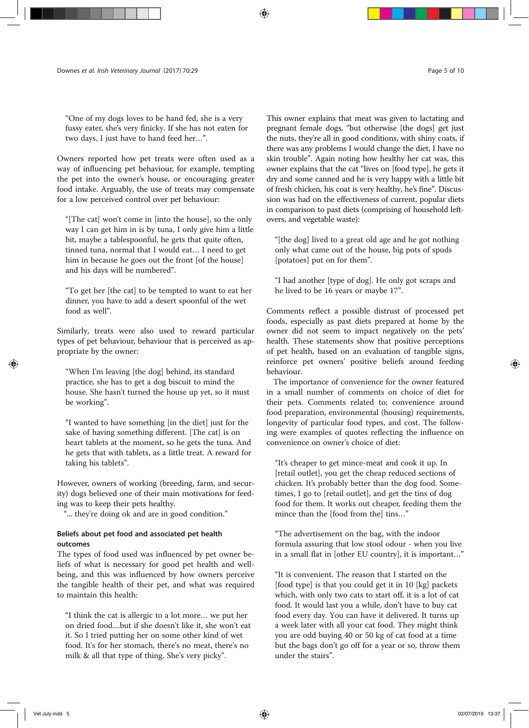"One of my dogs loves to be hand fed, she is a very fussy eater, she's very finicky. If she has not eaten for two days, I just have to hand feed her…".

Owners reported how pet treats were often used as a way of influencing pet behaviour, for example, tempting the pet into the owner's house, or encouraging greater food intake. Arguably, the use of treats may compensate for a low perceived control over pet behaviour:

> "[The cat] won't come in [into the house], so the only way I can get him in is by tuna, I only give him a little bit, maybe a tablespoonful, he gets that quite often, tinned tuna, normal that I would eat… I need to get him in because he goes out the front [of the house] and his days will be numbered".

> "To get her [the cat] to be tempted to want to eat her dinner, you have to add a desert spoonful of the wet food as well".

Similarly, treats were also used to reward particular types of pet behaviour, behaviour that is perceived as appropriate by the owner:

> "When I'm leaving [the dog] behind, its standard practice, she has to get a dog biscuit to mind the house. She hasn't turned the house up yet, so it must be working".

> "I wanted to have something [in the diet] just for the sake of having something different. [The cat] is on heart tablets at the moment, so he gets the tuna. And he gets that with tablets, as a little treat. A reward for taking his tablets".

However, owners of working (breeding, farm, and security) dogs believed one of their main motivations for feeding was to keep their pets healthy.

"… they're doing ok and are in good condition."

### Beliefs about pet food and associated pet health outcomes

The types of food used was influenced by pet owner beliefs of what is necessary for good pet health and well-being, and this was influenced by how owners perceive the tangible health of their pet, and what was required to maintain this health:

> "I think the cat is allergic to a lot more… we put her on dried food....but if she doesn't like it, she won't eat it. So I tried putting her on some other kind of wet food. It's for her stomach, there's no meat, there's no milk & all that type of thing. She's very picky".

This owner explains that meat was given to lactating and pregnant female dogs, "but otherwise [the dogs] get just the nuts, they're all in good conditions, with shiny coats, if there was any problems I would change the diet, I have no skin trouble". Again noting how healthy her cat was, this owner explains that the cat "lives on [food type], he gets it dry and some canned and he is very happy with a little bit of fresh chicken, his coat is very healthy, he's fine". Discussion was had on the effectiveness of current, popular diets in comparison to past diets (comprising of household leftovers, and vegetable waste):

> "[the dog] lived to a great old age and he got nothing only what came out of the house, big pots of spuds [potatoes] put on for them".

> "I had another [type of dog]. He only got scraps and he lived to be 16 years or maybe 17".

Comments reflect a possible distrust of processed pet foods, especially as past diets prepared at home by the owner did not seem to impact negatively on the pets' health. These statements show that positive perceptions of pet health, based on an evaluation of tangible signs, reinforce pet owners' positive beliefs around feeding behaviour.

The importance of convenience for the owner featured in a small number of comments on choice of diet for their pets. Comments related to; convenience around food preparation, environmental (housing) requirements, longevity of particular food types, and cost. The following were examples of quotes reflecting the influence on convenience on owner's choice of diet:

> "It's cheaper to get mince-meat and cook it up. In [retail outlet], you get the cheap reduced sections of chicken. It's probably better than the dog food. Sometimes, I go to [retail outlet], and get the tins of dog food for them. It works out cheaper, feeding them the mince than the [food from the] tins…"

> "The advertisement on the bag, with the indoor formula assuring that low stool odour - when you live in a small flat in [other EU country], it is important…"

> "It is convenient. The reason that I started on the [food type] is that you could get it in 10 [kg] packets which, with only two cats to start off, it is a lot of cat food. It would last you a while, don't have to buy cat food every day. You can have it delivered. It turns up a week later with all your cat food. They might think you are odd buying 40 or 50 kg of cat food at a time but the bags don't go off for a year or so, throw them under the stairs".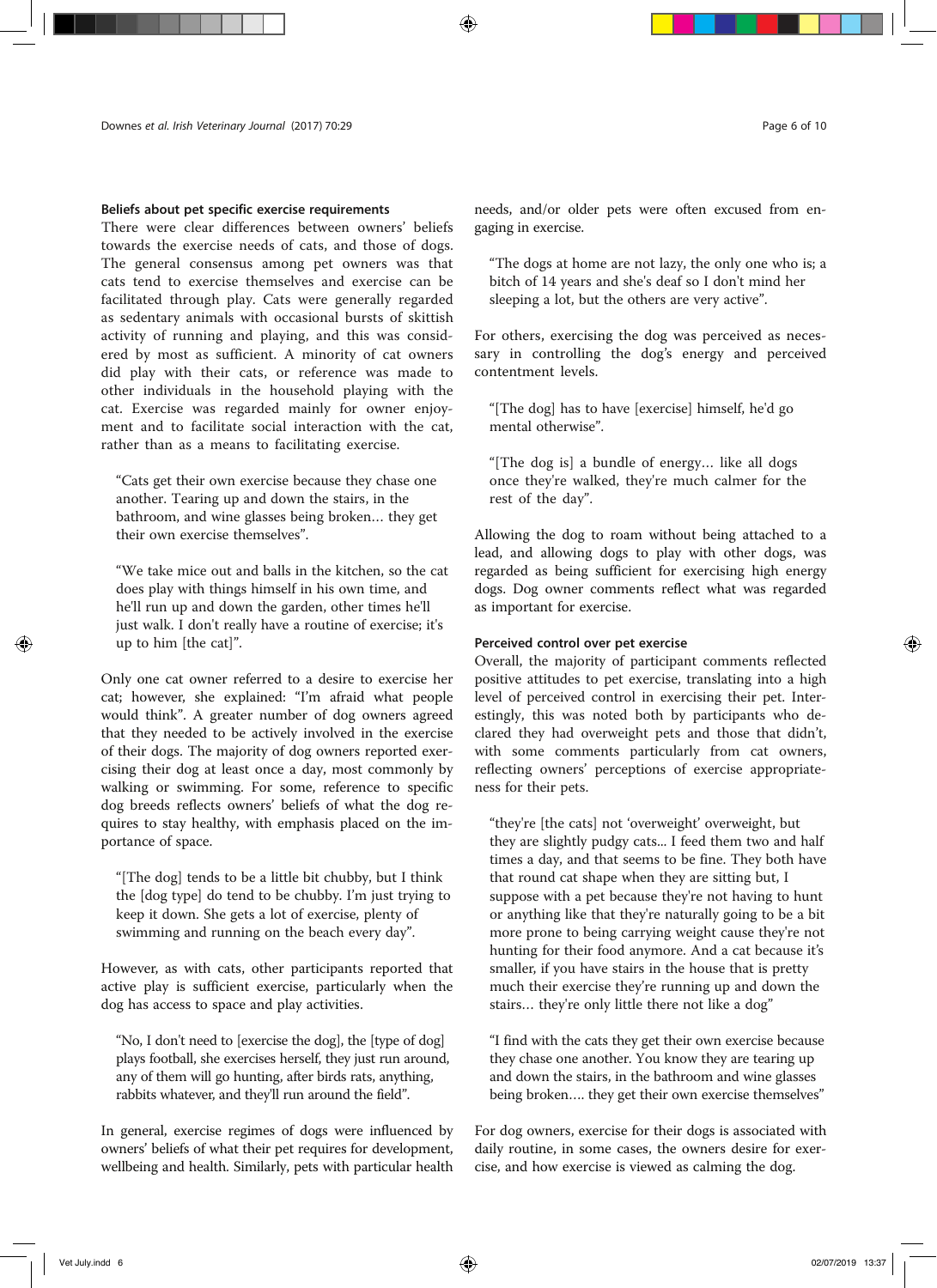#### Beliefs about pet specific exercise requirements

There were clear differences between owners' beliefs towards the exercise needs of cats, and those of dogs. The general consensus among pet owners was that cats tend to exercise themselves and exercise can be facilitated through play. Cats were generally regarded as sedentary animals with occasional bursts of skittish activity of running and playing, and this was considered by most as sufficient. A minority of cat owners did play with their cats, or reference was made to other individuals in the household playing with the cat. Exercise was regarded mainly for owner enjoyment and to facilitate social interaction with the cat, rather than as a means to facilitating exercise.

> "Cats get their own exercise because they chase one another. Tearing up and down the stairs, in the bathroom, and wine glasses being broken... they get their own exercise themselves".

> "We take mice out and balls in the kitchen, so the cat does play with things himself in his own time, and he'll run up and down the garden, other times he'll just walk. I don't really have a routine of exercise; it's up to him [the cat]".

Only one cat owner referred to a desire to exercise her cat; however, she explained: "I'm afraid what people would think". A greater number of dog owners agreed that they needed to be actively involved in the exercise of their dogs. The majority of dog owners reported exercising their dog at least once a day, most commonly by walking or swimming. For some, reference to specific dog breeds reflects owners' beliefs of what the dog requires to stay healthy, with emphasis placed on the importance of space.

> "[The dog] tends to be a little bit chubby, but I think the [dog type] do tend to be chubby. I'm just trying to keep it down. She gets a lot of exercise, plenty of swimming and running on the beach every day".

However, as with cats, other participants reported that active play is sufficient exercise, particularly when the dog has access to space and play activities.

> "No, I don't need to [exercise the dog], the [type of dog] plays football, she exercises herself, they just run around, any of them will go hunting, after birds rats, anything, rabbits whatever, and they'll run around the field".

In general, exercise regimes of dogs were influenced by owners' beliefs of what their pet requires for development, wellbeing and health. Similarly, pets with particular health needs, and/or older pets were often excused from engaging in exercise.

> "The dogs at home are not lazy, the only one who is; a bitch of 14 years and she's deaf so I don't mind her sleeping a lot, but the others are very active".

For others, exercising the dog was perceived as necessary in controlling the dog's energy and perceived contentment levels.

> "[The dog] has to have [exercise] himself, he'd go mental otherwise".

> "[The dog is] a bundle of energy... like all dogs once they're walked, they're much calmer for the rest of the day".

Allowing the dog to roam without being attached to a lead, and allowing dogs to play with other dogs, was regarded as being sufficient for exercising high energy dogs. Dog owner comments reflect what was regarded as important for exercise.

#### Perceived control over pet exercise

Overall, the majority of participant comments reflected positive attitudes to pet exercise, translating into a high level of perceived control in exercising their pet. Interestingly, this was noted both by participants who declared they had overweight pets and those that didn't, with some comments particularly from cat owners, reflecting owners' perceptions of exercise appropriateness for their pets.

> "they're [the cats] not 'overweight' overweight, but they are slightly pudgy cats... I feed them two and half times a day, and that seems to be fine. They both have that round cat shape when they are sitting but, I suppose with a pet because they're not having to hunt or anything like that they're naturally going to be a bit more prone to being carrying weight cause they're not hunting for their food anymore. And a cat because it's smaller, if you have stairs in the house that is pretty much their exercise they're running up and down the stairs... they're only little there not like a dog"

> "I find with the cats they get their own exercise because they chase one another. You know they are tearing up and down the stairs, in the bathroom and wine glasses being broken.... they get their own exercise themselves"

For dog owners, exercise for their dogs is associated with daily routine, in some cases, the owners desire for exercise, and how exercise is viewed as calming the dog.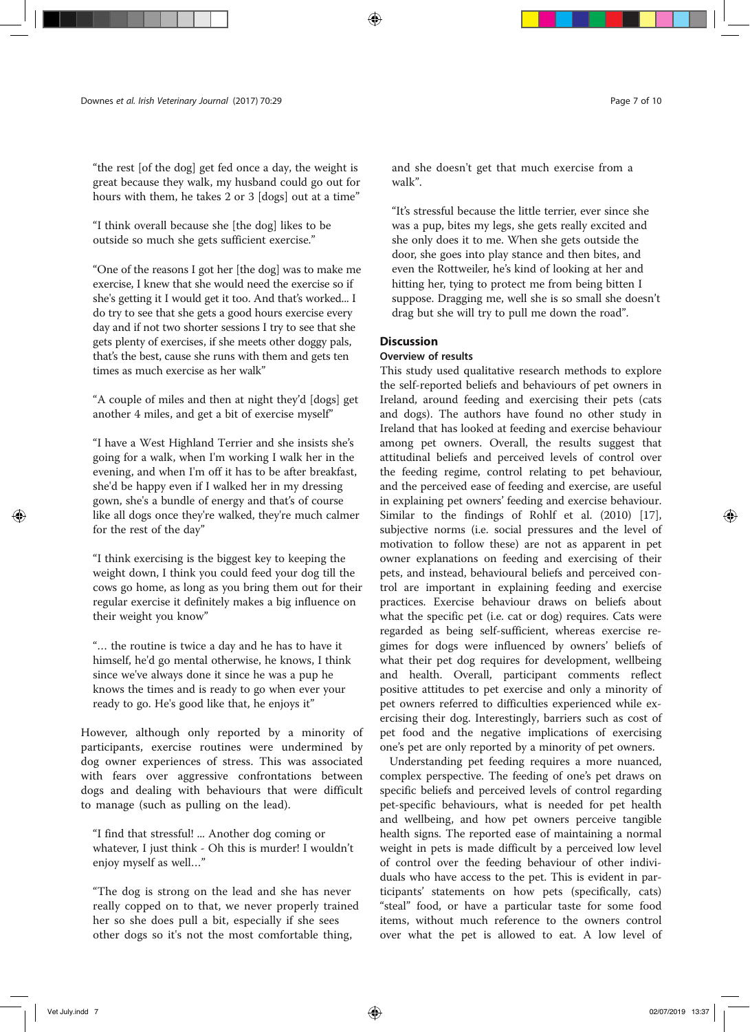"the rest [of the dog] get fed once a day, the weight is great because they walk, my husband could go out for hours with them, he takes 2 or 3 [dogs] out at a time"

"I think overall because she [the dog] likes to be outside so much she gets sufficient exercise."

"One of the reasons I got her [the dog] was to make me exercise, I knew that she would need the exercise so if she's getting it I would get it too. And that's worked... I do try to see that she gets a good hours exercise every day and if not two shorter sessions I try to see that she gets plenty of exercises, if she meets other doggy pals, that's the best, cause she runs with them and gets ten times as much exercise as her walk"

"A couple of miles and then at night they'd [dogs] get another 4 miles, and get a bit of exercise myself"

"I have a West Highland Terrier and she insists she's going for a walk, when I'm working I walk her in the evening, and when I'm off it has to be after breakfast, she'd be happy even if I walked her in my dressing gown, she's a bundle of energy and that's of course like all dogs once they're walked, they're much calmer for the rest of the day"

"I think exercising is the biggest key to keeping the weight down, I think you could feed your dog till the cows go home, as long as you bring them out for their regular exercise it definitely makes a big influence on their weight you know"

"… the routine is twice a day and he has to have it himself, he'd go mental otherwise, he knows, I think since we've always done it since he was a pup he knows the times and is ready to go when ever your ready to go. He's good like that, he enjoys it"

However, although only reported by a minority of participants, exercise routines were undermined by dog owner experiences of stress. This was associated with fears over aggressive confrontations between dogs and dealing with behaviours that were difficult to manage (such as pulling on the lead).

"I find that stressful! ... Another dog coming or whatever, I just think - Oh this is murder! I wouldn't enjoy myself as well…"

"The dog is strong on the lead and she has never really copped on to that, we never properly trained her so she does pull a bit, especially if she sees other dogs so it's not the most comfortable thing, and she doesn't get that much exercise from a walk".

"It's stressful because the little terrier, ever since she was a pup, bites my legs, she gets really excited and she only does it to me. When she gets outside the door, she goes into play stance and then bites, and even the Rottweiler, he's kind of looking at her and hitting her, tying to protect me from being bitten I suppose. Dragging me, well she is so small she doesn't drag but she will try to pull me down the road".

## Discussion

### Overview of results

This study used qualitative research methods to explore the self-reported beliefs and behaviours of pet owners in Ireland, around feeding and exercising their pets (cats and dogs). The authors have found no other study in Ireland that has looked at feeding and exercise behaviour among pet owners. Overall, the results suggest that attitudinal beliefs and perceived levels of control over the feeding regime, control relating to pet behaviour, and the perceived ease of feeding and exercise, are useful in explaining pet owners' feeding and exercise behaviour. Similar to the findings of Rohlf et al. (2010) [17], subjective norms (i.e. social pressures and the level of motivation to follow these) are not as apparent in pet owner explanations on feeding and exercising of their pets, and instead, behavioural beliefs and perceived control are important in explaining feeding and exercise practices. Exercise behaviour draws on beliefs about what the specific pet (i.e. cat or dog) requires. Cats were regarded as being self-sufficient, whereas exercise regimes for dogs were influenced by owners' beliefs of what their pet dog requires for development, wellbeing and health. Overall, participant comments reflect positive attitudes to pet exercise and only a minority of pet owners referred to difficulties experienced while exercising their dog. Interestingly, barriers such as cost of pet food and the negative implications of exercising one's pet are only reported by a minority of pet owners.

Understanding pet feeding requires a more nuanced, complex perspective. The feeding of one's pet draws on specific beliefs and perceived levels of control regarding pet-specific behaviours, what is needed for pet health and wellbeing, and how pet owners perceive tangible health signs. The reported ease of maintaining a normal weight in pets is made difficult by a perceived low level of control over the feeding behaviour of other individuals who have access to the pet. This is evident in participants' statements on how pets (specifically, cats) "steal" food, or have a particular taste for some food items, without much reference to the owners control over what the pet is allowed to eat. A low level of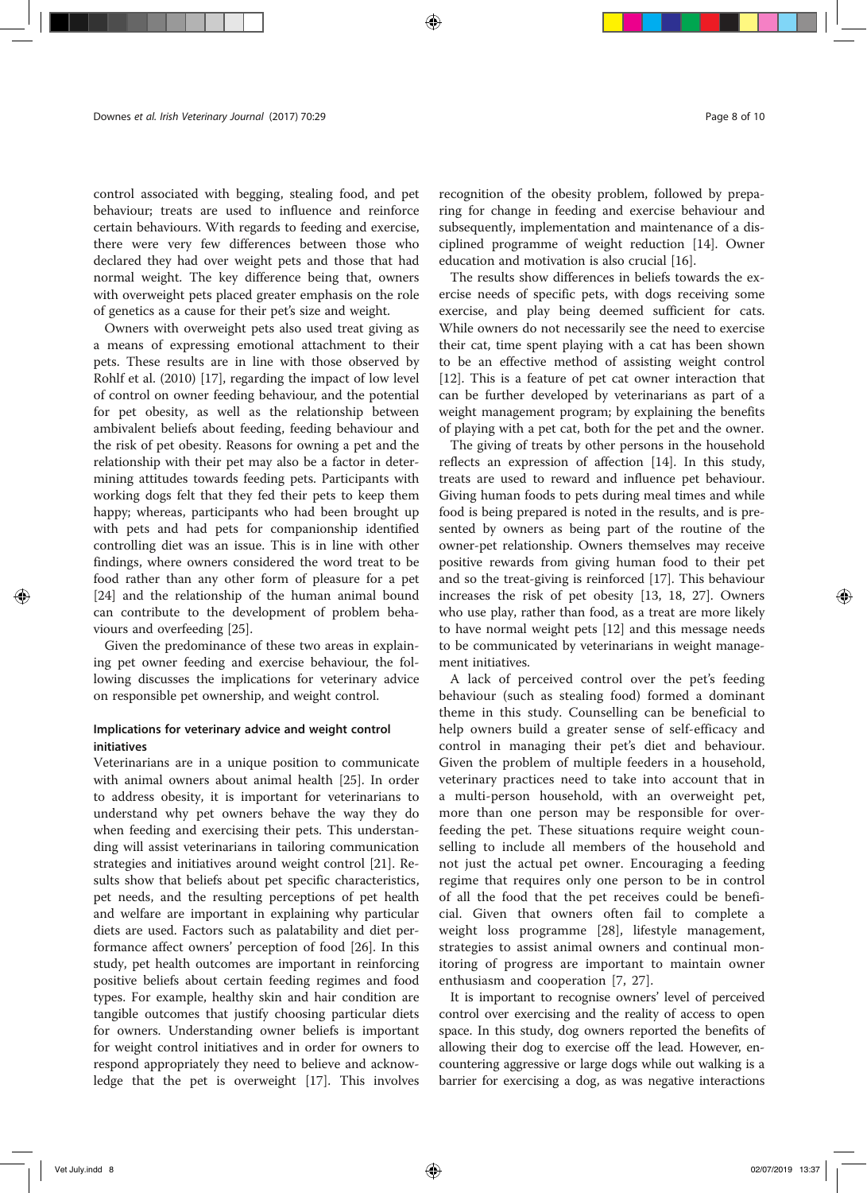control associated with begging, stealing food, and pet behaviour; treats are used to influence and reinforce certain behaviours. With regards to feeding and exercise, there were very few differences between those who declared they had over weight pets and those that had normal weight. The key difference being that, owners with overweight pets placed greater emphasis on the role of genetics as a cause for their pet's size and weight.

Owners with overweight pets also used treat giving as a means of expressing emotional attachment to their pets. These results are in line with those observed by Rohlf et al. (2010) [17], regarding the impact of low level of control on owner feeding behaviour, and the potential for pet obesity, as well as the relationship between ambivalent beliefs about feeding, feeding behaviour and the risk of pet obesity. Reasons for owning a pet and the relationship with their pet may also be a factor in determining attitudes towards feeding pets. Participants with working dogs felt that they fed their pets to keep them happy; whereas, participants who had been brought up with pets and had pets for companionship identified controlling diet was an issue. This is in line with other findings, where owners considered the word treat to be food rather than any other form of pleasure for a pet [24] and the relationship of the human animal bound can contribute to the development of problem behaviours and overfeeding [25].

Given the predominance of these two areas in explaining pet owner feeding and exercise behaviour, the following discusses the implications for veterinary advice on responsible pet ownership, and weight control.

### Implications for veterinary advice and weight control initiatives

Veterinarians are in a unique position to communicate with animal owners about animal health [25]. In order to address obesity, it is important for veterinarians to understand why pet owners behave the way they do when feeding and exercising their pets. This understanding will assist veterinarians in tailoring communication strategies and initiatives around weight control [21]. Results show that beliefs about pet specific characteristics, pet needs, and the resulting perceptions of pet health and welfare are important in explaining why particular diets are used. Factors such as palatability and diet performance affect owners' perception of food [26]. In this study, pet health outcomes are important in reinforcing positive beliefs about certain feeding regimes and food types. For example, healthy skin and hair condition are tangible outcomes that justify choosing particular diets for owners. Understanding owner beliefs is important for weight control initiatives and in order for owners to respond appropriately they need to believe and acknowledge that the pet is overweight [17]. This involves recognition of the obesity problem, followed by preparing for change in feeding and exercise behaviour and subsequently, implementation and maintenance of a disciplined programme of weight reduction [14]. Owner education and motivation is also crucial [16].

The results show differences in beliefs towards the exercise needs of specific pets, with dogs receiving some exercise, and play being deemed sufficient for cats. While owners do not necessarily see the need to exercise their cat, time spent playing with a cat has been shown to be an effective method of assisting weight control [12]. This is a feature of pet cat owner interaction that can be further developed by veterinarians as part of a weight management program; by explaining the benefits of playing with a pet cat, both for the pet and the owner.

The giving of treats by other persons in the household reflects an expression of affection [14]. In this study, treats are used to reward and influence pet behaviour. Giving human foods to pets during meal times and while food is being prepared is noted in the results, and is presented by owners as being part of the routine of the owner-pet relationship. Owners themselves may receive positive rewards from giving human food to their pet and so the treat-giving is reinforced [17]. This behaviour increases the risk of pet obesity [13, 18, 27]. Owners who use play, rather than food, as a treat are more likely to have normal weight pets [12] and this message needs to be communicated by veterinarians in weight management initiatives.

A lack of perceived control over the pet's feeding behaviour (such as stealing food) formed a dominant theme in this study. Counselling can be beneficial to help owners build a greater sense of self-efficacy and control in managing their pet's diet and behaviour. Given the problem of multiple feeders in a household, veterinary practices need to take into account that in a multi-person household, with an overweight pet, more than one person may be responsible for overfeeding the pet. These situations require weight counselling to include all members of the household and not just the actual pet owner. Encouraging a feeding regime that requires only one person to be in control of all the food that the pet receives could be beneficial. Given that owners often fail to complete a weight loss programme [28], lifestyle management, strategies to assist animal owners and continual monitoring of progress are important to maintain owner enthusiasm and cooperation [7, 27].

It is important to recognise owners' level of perceived control over exercising and the reality of access to open space. In this study, dog owners reported the benefits of allowing their dog to exercise off the lead. However, encountering aggressive or large dogs while out walking is a barrier for exercising a dog, as was negative interactions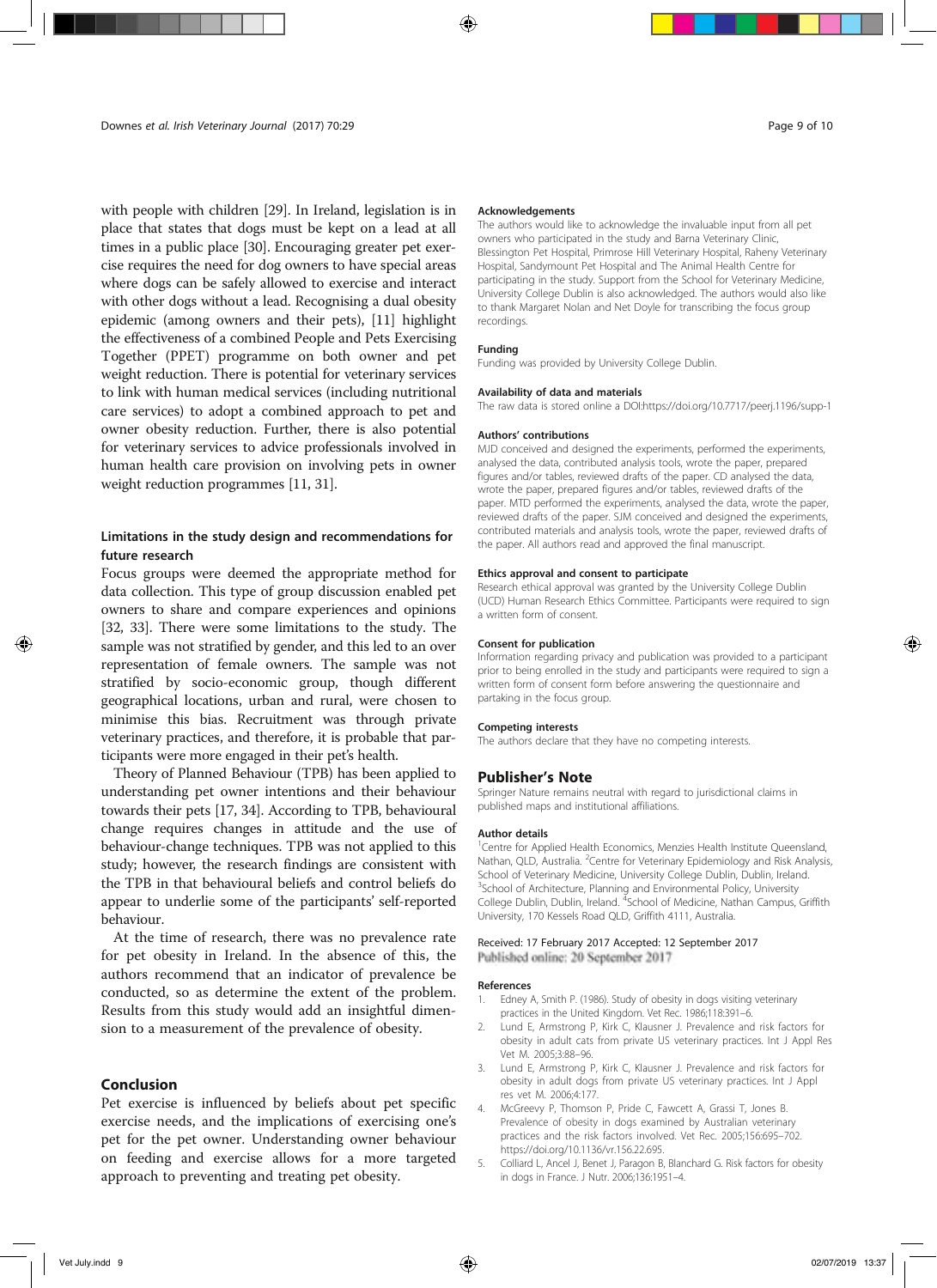with people with children [29]. In Ireland, legislation is in place that states that dogs must be kept on a lead at all times in a public place [30]. Encouraging greater pet exercise requires the need for dog owners to have special areas where dogs can be safely allowed to exercise and interact with other dogs without a lead. Recognising a dual obesity epidemic (among owners and their pets), [11] highlight the effectiveness of a combined People and Pets Exercising Together (PPET) programme on both owner and pet weight reduction. There is potential for veterinary services to link with human medical services (including nutritional care services) to adopt a combined approach to pet and owner obesity reduction. Further, there is also potential for veterinary services to advice professionals involved in human health care provision on involving pets in owner weight reduction programmes [11, 31].

### Limitations in the study design and recommendations for future research

Focus groups were deemed the appropriate method for data collection. This type of group discussion enabled pet owners to share and compare experiences and opinions [32, 33]. There were some limitations to the study. The sample was not stratified by gender, and this led to an over representation of female owners. The sample was not stratified by socio-economic group, though different geographical locations, urban and rural, were chosen to minimise this bias. Recruitment was through private veterinary practices, and therefore, it is probable that participants were more engaged in their pet's health.

Theory of Planned Behaviour (TPB) has been applied to understanding pet owner intentions and their behaviour towards their pets [17, 34]. According to TPB, behavioural change requires changes in attitude and the use of behaviour-change techniques. TPB was not applied to this study; however, the research findings are consistent with the TPB in that behavioural beliefs and control beliefs do appear to underlie some of the participants' self-reported behaviour.

At the time of research, there was no prevalence rate for pet obesity in Ireland. In the absence of this, the authors recommend that an indicator of prevalence be conducted, so as determine the extent of the problem. Results from this study would add an insightful dimension to a measurement of the prevalence of obesity.

## Conclusion

Pet exercise is influenced by beliefs about pet specific exercise needs, and the implications of exercising one's pet for the pet owner. Understanding owner behaviour on feeding and exercise allows for a more targeted approach to preventing and treating pet obesity.

#### Acknowledgements

The authors would like to acknowledge the invaluable input from all pet owners who participated in the study and Barna Veterinary Clinic, Blessington Pet Hospital, Primrose Hill Veterinary Hospital, Raheny Veterinary Hospital, Sandymount Pet Hospital and The Animal Health Centre for participating in the study. Support from the School for Veterinary Medicine, University College Dublin is also acknowledged. The authors would also like to thank Margaret Nolan and Net Doyle for transcribing the focus group recordings.

#### Funding

Funding was provided by University College Dublin.

#### Availability of data and materials

The raw data is stored online a DOI:https://doi.org/10.7717/peerj.1196/supp-1

#### Authors' contributions

MJD conceived and designed the experiments, performed the experiments, analysed the data, contributed analysis tools, wrote the paper, prepared figures and/or tables, reviewed drafts of the paper. CD analysed the data, wrote the paper, prepared figures and/or tables, reviewed drafts of the paper. MTD performed the experiments, analysed the data, wrote the paper, reviewed drafts of the paper. SJM conceived and designed the experiments, contributed materials and analysis tools, wrote the paper, reviewed drafts of the paper. All authors read and approved the final manuscript.

#### Ethics approval and consent to participate

Research ethical approval was granted by the University College Dublin (UCD) Human Research Ethics Committee. Participants were required to sign a written form of consent.

#### Consent for publication

Information regarding privacy and publication was provided to a participant prior to being enrolled in the study and participants were required to sign a written form of consent form before answering the questionnaire and partaking in the focus group.

#### Competing interests

The authors declare that they have no competing interests.

## Publisher's Note

Springer Nature remains neutral with regard to jurisdictional claims in published maps and institutional affiliations.

#### Author details

[1]Centre for Applied Health Economics, Menzies Health Institute Queensland, Nathan, QLD, Australia. [2]Centre for Veterinary Epidemiology and Risk Analysis, School of Veterinary Medicine, University College Dublin, Dublin, Ireland. [3]School of Architecture, Planning and Environmental Policy, University College Dublin, Dublin, Ireland. [4]School of Medicine, Nathan Campus, Griffith University, 170 Kessels Road QLD, Griffith 4111, Australia.

Received: 17 February 2017 Accepted: 12 September 2017
Published online: 20 September 2017

#### References

1. Edney A, Smith P. (1986). Study of obesity in dogs visiting veterinary practices in the United Kingdom. Vet Rec. 1986;118:391–6.
2. Lund E, Armstrong P, Kirk C, Klausner J. Prevalence and risk factors for obesity in adult cats from private US veterinary practices. Int J Appl Res Vet M. 2005;3:88–96.
3. Lund E, Armstrong P, Kirk C, Klausner J. Prevalence and risk factors for obesity in adult dogs from private US veterinary practices. Int J Appl res vet M. 2006;4:177.
4. McGreevy P, Thomson P, Pride C, Fawcett A, Grassi T, Jones B. Prevalence of obesity in dogs examined by Australian veterinary practices and the risk factors involved. Vet Rec. 2005;156:695–702. https://doi.org/10.1136/vr.156.22.695.
5. Colliard L, Ancel J, Benet J, Paragon B, Blanchard G. Risk factors for obesity in dogs in France. J Nutr. 2006;136:1951–4.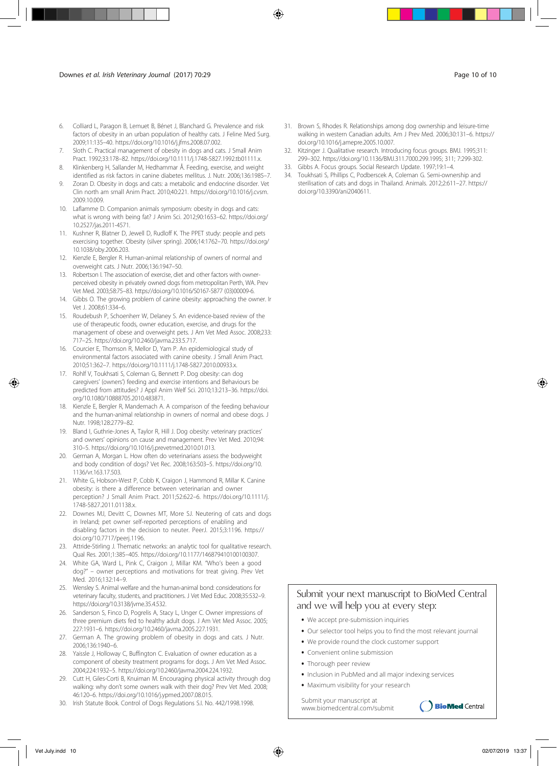6. Colliard L, Paragon B, Lemuet B, Bénet J, Blanchard G. Prevalence and risk factors of obesity in an urban population of healthy cats. J Feline Med Surg. 2009;11:135–40. https://doi.org/10.1016/j.jfms.2008.07.002.
7. Sloth C. Practical management of obesity in dogs and cats. J Small Anim Pract. 1992;33:178–82. https://doi.org/10.1111/j.1748-5827.1992.tb01111.x.
8. Klinkenberg H, Sallander M, Hedhammar Å. Feeding, exercise, and weight identified as risk factors in canine diabetes mellitus. J. Nutr. 2006;136:1985–7.
9. Zoran D. Obesity in dogs and cats: a metabolic and endocrine disorder. Vet Clin north am small Anim Pract. 2010;40:221. https://doi.org/10.1016/j.cvsm.2009.10.009.
10. Laflamme D. Companion animals symposium: obesity in dogs and cats: what is wrong with being fat? J Anim Sci. 2012;90:1653–62. https://doi.org/10.2527/jas.2011-4571.
11. Kushner R, Blatner D, Jewell D, Rudloff K. The PPET study: people and pets exercising together. Obesity (silver spring). 2006;14:1762–70. https://doi.org/10.1038/oby.2006.203.
12. Kienzle E, Bergler R. Human-animal relationship of owners of normal and overweight cats. J Nutr. 2006;136:1947–50.
13. Robertson I. The association of exercise, diet and other factors with owner-perceived obesity in privately owned dogs from metropolitan Perth, WA. Prev Vet Med. 2003;58:75–83. https://doi.org/10.1016/S0167-5877 (03)00009-6.
14. Gibbs O. The growing problem of canine obesity: approaching the owner. Ir Vet J. 2008;61:334–6.
15. Roudebush P, Schoenherr W, Delaney S. An evidence-based review of the use of therapeutic foods, owner education, exercise, and drugs for the management of obese and overweight pets. J Am Vet Med Assoc. 2008;233:717–25. https://doi.org/10.2460/javma.233.5.717.
16. Courcier E, Thomson R, Mellor D, Yam P. An epidemiological study of environmental factors associated with canine obesity. J Small Anim Pract. 2010;51:362–7. https://doi.org/10.1111/j.1748-5827.2010.00933.x.
17. Rohlf V, Toukhsati S, Coleman G, Bennett P. Dog obesity: can dog caregivers' (owners') feeding and exercise intentions and Behaviours be predicted from attitudes? J Appl Anim Welf Sci. 2010;13:213–36. https://doi.org/10.1080/10888705.2010.483871.
18. Kienzle E, Bergler R, Mandernach A. A comparison of the feeding behaviour and the human-animal relationship in owners of normal and obese dogs. J Nutr. 1998;128:2779–82.
19. Bland I, Guthrie-Jones A, Taylor R, Hill J. Dog obesity: veterinary practices' and owners' opinions on cause and management. Prev Vet Med. 2010;94:310–5. https://doi.org/10.1016/j.prevetmed.2010.01.013.
20. German A, Morgan L. How often do veterinarians assess the bodyweight and body condition of dogs? Vet Rec. 2008;163:503–5. https://doi.org/10.1136/vr.163.17.503.
21. White G, Hobson-West P, Cobb K, Craigon J, Hammond R, Millar K. Canine obesity: is there a difference between veterinarian and owner perception? J Small Anim Pract. 2011;52:622–6. https://doi.org/10.1111/j.1748-5827.2011.01138.x.
22. Downes MJ, Devitt C, Downes MT, More SJ. Neutering of cats and dogs in Ireland; pet owner self-reported perceptions of enabling and disabling factors in the decision to neuter. PeerJ. 2015;3:1196. https://doi.org/10.7717/peerj.1196.
23. Attride-Stirling J. Thematic networks: an analytic tool for qualitative research. Qual Res. 2001;1:385–405. https://doi.org/10.1177/146879410100100307.
24. White GA, Ward L, Pink C, Craigon J, Millar KM. "Who's been a good dog?" – owner perceptions and motivations for treat giving. Prev Vet Med. 2016;132:14–9.
25. Wensley S. Animal welfare and the human-animal bond: considerations for veterinary faculty, students, and practitioners. J Vet Med Educ. 2008;35:532–9. https://doi.org/10.3138/jvme.35.4.532.
26. Sanderson S, Finco D, Pogrelis A, Stacy L, Unger C. Owner impressions of three premium diets fed to healthy adult dogs. J Am Vet Med Assoc. 2005;227:1931–6. https://doi.org/10.2460/javma.2005.227.1931.
27. German A. The growing problem of obesity in dogs and cats. J Nutr. 2006;136:1940–6.
28. Yaissle J, Holloway C, Buffington C. Evaluation of owner education as a component of obesity treatment programs for dogs. J Am Vet Med Assoc. 2004;224:1932–5. https://doi.org/10.2460/javma.2004.224.1932.
29. Cutt H, Giles-Corti B, Knuiman M. Encouraging physical activity through dog walking: why don't some owners walk with their dog? Prev Vet Med. 2008;46:120–6. https://doi.org/10.1016/j.ypmed.2007.08.015.
30. Irish Statute Book. Control of Dogs Regulations S.I. No. 442/1998.1998.
31. Brown S, Rhodes R. Relationships among dog ownership and leisure-time walking in western Canadian adults. Am J Prev Med. 2006;30:131–6. https://doi.org/10.1016/j.amepre.2005.10.007.
32. Kitzinger J. Qualitative research. Introducing focus groups. BMJ. 1995;311:299–302. https://doi.org/10.1136/BMJ.311.7000.299.1995; 311; 7:299-302.
33. Gibbs A. Focus groups. Social Research Update. 1997;19:1–4.
34. Toukhsati S, Phillips C, Podberscek A, Coleman G. Semi-ownership and sterilisation of cats and dogs in Thailand. Animals. 2012;2:611–27. https://doi.org/10.3390/ani2040611.

Submit your next manuscript to BioMed Central and we will help you at every step:

- We accept pre-submission inquiries
- Our selector tool helps you to find the most relevant journal
- We provide round the clock customer support
- Convenient online submission
- Thorough peer review
- Inclusion in PubMed and all major indexing services
- Maximum visibility for your research

Submit your manuscript at www.biomedcentral.com/submit

BioMed Central